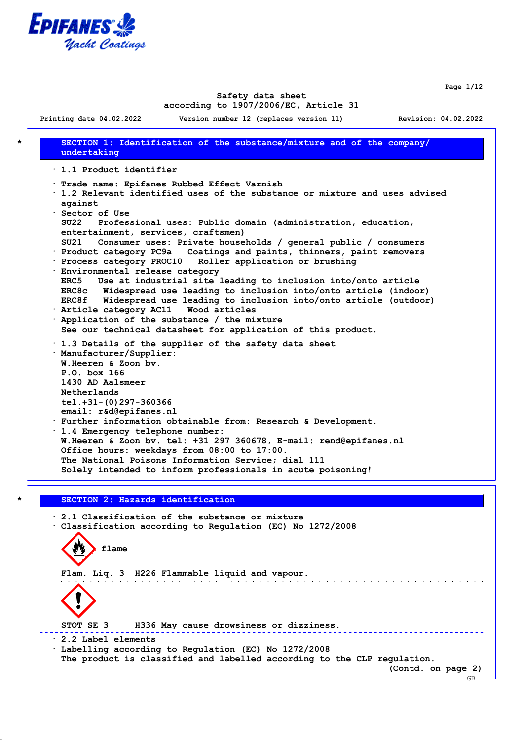# Safety data sheet

according to 1907/2006/EC, Article 31

Printing date 04.02.2022 Version number 12 (replaces version 11) Revision: 04.02.2022

## SECTION 1: Identification of the substance/mixture and of the company/ undertaking

· 1.1 Product identifier

· Trade name: Epifanes Rubbed Effect Varnish

· 1.2 Relevant identified uses of the substance or mixture and uses advised against

· Sector of Use
SU22 Professional uses: Public domain (administration, education, entertainment, services, craftsmen)
SU21 Consumer uses: Private households / general public / consumers

· Product category PC9a Coatings and paints, thinners, paint removers

· Process category PROC10 Roller application or brushing

· Environmental release category
ERC5 Use at industrial site leading to inclusion into/onto article
ERC8c Widespread use leading to inclusion into/onto article (indoor)
ERC8f Widespread use leading to inclusion into/onto article (outdoor)

· Article category AC11 Wood articles

· Application of the substance / the mixture
See our technical datasheet for application of this product.

· 1.3 Details of the supplier of the safety data sheet

· Manufacturer/Supplier:
W.Heeren & Zoon bv.
P.O. box 166
1430 AD Aalsmeer
Netherlands
tel.+31-(0)297-360366
email: r&d@epifanes.nl

· Further information obtainable from: Research & Development.

· 1.4 Emergency telephone number:
W.Heeren & Zoon bv. tel: +31 297 360678, E-mail: rend@epifanes.nl
Office hours: weekdays from 08:00 to 17:00.
The National Poisons Information Service; dial 111
Solely intended to inform professionals in acute poisoning!

## SECTION 2: Hazards identification

· 2.1 Classification of the substance or mixture

· Classification according to Regulation (EC) No 1272/2008

flame

Flam. Liq. 3 H226 Flammable liquid and vapour.

STOT SE 3 H336 May cause drowsiness or dizziness.

· 2.2 Label elements

· Labelling according to Regulation (EC) No 1272/2008
The product is classified and labelled according to the CLP regulation.

(Contd. on page 2)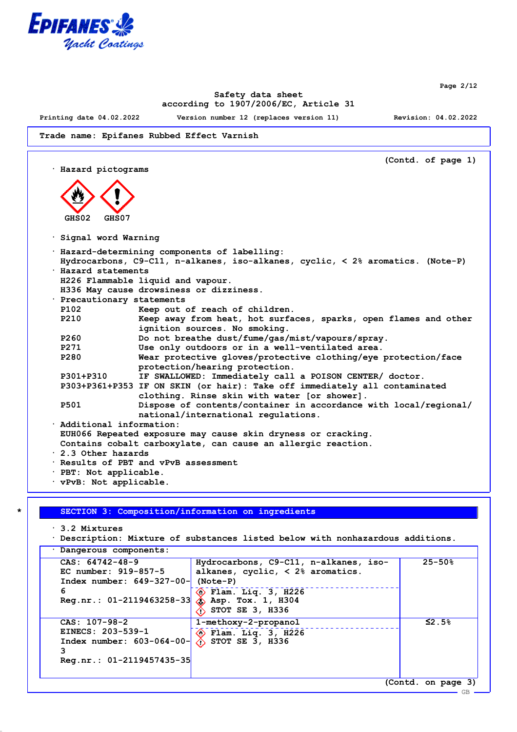**Trade name: Epifanes Rubbed Effect Varnish**

(Contd. of page 1)

· **Hazard pictograms**

GHS02 GHS07

· **Signal word** Warning

· **Hazard-determining components of labelling:**
Hydrocarbons, C9-C11, n-alkanes, iso-alkanes, cyclic, < 2% aromatics. (Note-P)

· **Hazard statements**
H226 Flammable liquid and vapour.
H336 May cause drowsiness or dizziness.

· **Precautionary statements**

| | |
|---|---|
| P102 | Keep out of reach of children. |
| P210 | Keep away from heat, hot surfaces, sparks, open flames and other ignition sources. No smoking. |
| P260 | Do not breathe dust/fume/gas/mist/vapours/spray. |
| P271 | Use only outdoors or in a well-ventilated area. |
| P280 | Wear protective gloves/protective clothing/eye protection/face protection/hearing protection. |
| P301+P310 | IF SWALLOWED: Immediately call a POISON CENTER/ doctor. |
| P303+P361+P353 | IF ON SKIN (or hair): Take off immediately all contaminated clothing. Rinse skin with water [or shower]. |
| P501 | Dispose of contents/container in accordance with local/regional/ national/international regulations. |

· **Additional information:**
EUH066 Repeated exposure may cause skin dryness or cracking.
Contains cobalt carboxylate, can cause an allergic reaction.

· **2.3 Other hazards**
· **Results of PBT and vPvB assessment**
· **PBT:** Not applicable.
· **vPvB:** Not applicable.

## SECTION 3: Composition/information on ingredients

· **3.2 Mixtures**
· **Description:** Mixture of substances listed below with nonhazardous additions.

· **Dangerous components:**

| Identifiers | Substance / Classification | Concentration |
|---|---|---|
| CAS: 64742-48-9<br>EC number: 919-857-5<br>Index number: 649-327-00-6<br>Reg.nr.: 01-2119463258-33 | Hydrocarbons, C9-C11, n-alkanes, iso-alkanes, cyclic, < 2% aromatics. (Note-P)<br>Flam. Liq. 3, H226<br>Asp. Tox. 1, H304<br>STOT SE 3, H336 | 25-50% |
| CAS: 107-98-2<br>EINECS: 203-539-1<br>Index number: 603-064-00-3<br>Reg.nr.: 01-2119457435-35 | 1-methoxy-2-propanol<br>Flam. Liq. 3, H226<br>STOT SE 3, H336 | ≤2.5% |

(Contd. on page 3)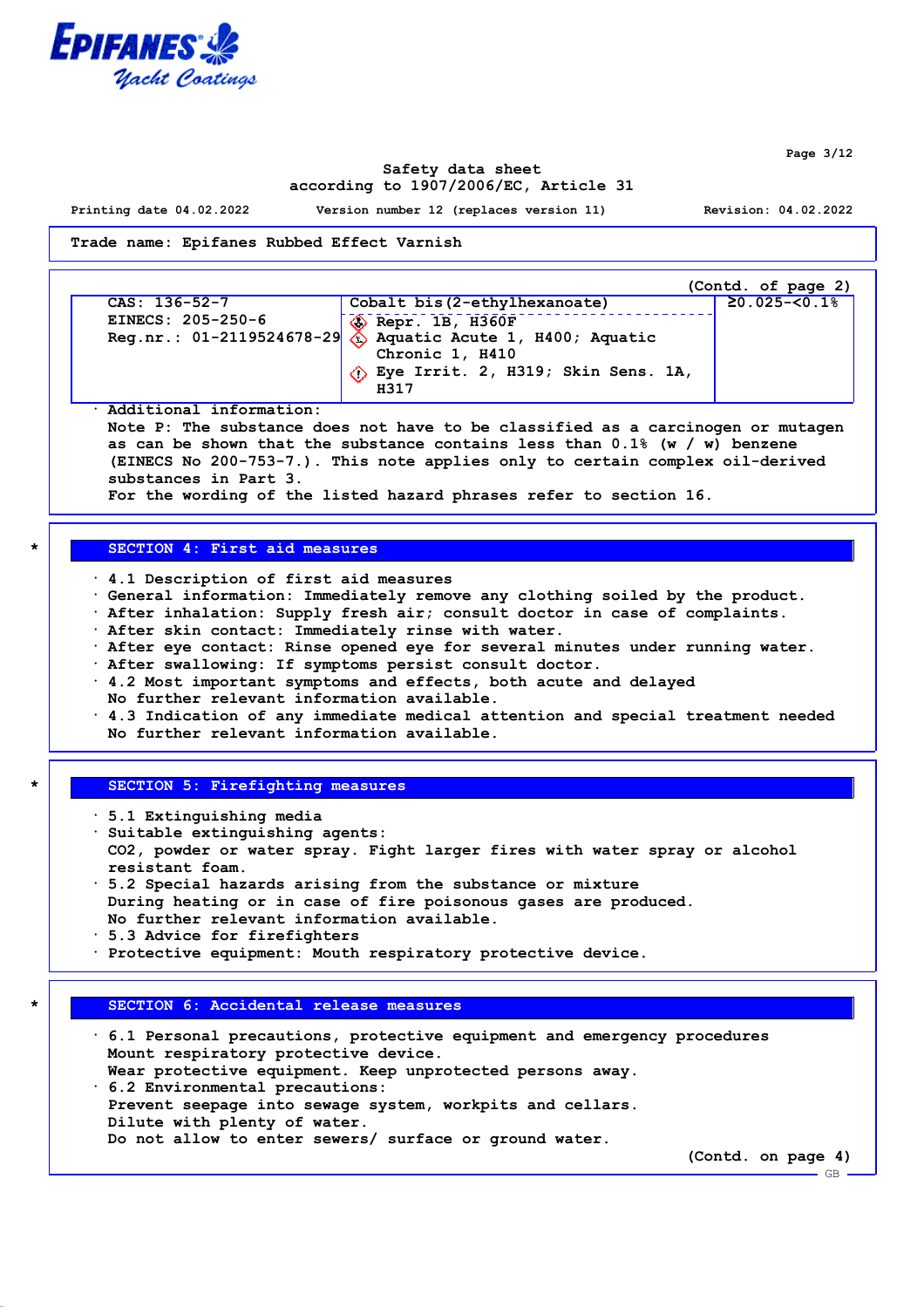Trade name: Epifanes Rubbed Effect Varnish

(Contd. of page 2)

| CAS: 136-52-7<br>EINECS: 205-250-6<br>Reg.nr.: 01-2119524678-29 | Cobalt bis(2-ethylhexanoate)<br>Repr. 1B, H360F<br>Aquatic Acute 1, H400; Aquatic Chronic 1, H410<br>Eye Irrit. 2, H319; Skin Sens. 1A, H317 | ≥0.025-<0.1% |
|---|---|---|

· Additional information:
Note P: The substance does not have to be classified as a carcinogen or mutagen as can be shown that the substance contains less than 0.1% (w / w) benzene (EINECS No 200-753-7.). This note applies only to certain complex oil-derived substances in Part 3.
For the wording of the listed hazard phrases refer to section 16.

## SECTION 4: First aid measures

· 4.1 Description of first aid measures
· General information: Immediately remove any clothing soiled by the product.
· After inhalation: Supply fresh air; consult doctor in case of complaints.
· After skin contact: Immediately rinse with water.
· After eye contact: Rinse opened eye for several minutes under running water.
· After swallowing: If symptoms persist consult doctor.
· 4.2 Most important symptoms and effects, both acute and delayed
No further relevant information available.
· 4.3 Indication of any immediate medical attention and special treatment needed
No further relevant information available.

## SECTION 5: Firefighting measures

· 5.1 Extinguishing media
· Suitable extinguishing agents:
$CO_2$, powder or water spray. Fight larger fires with water spray or alcohol resistant foam.
· 5.2 Special hazards arising from the substance or mixture
During heating or in case of fire poisonous gases are produced.
No further relevant information available.
· 5.3 Advice for firefighters
· Protective equipment: Mouth respiratory protective device.

## SECTION 6: Accidental release measures

· 6.1 Personal precautions, protective equipment and emergency procedures
Mount respiratory protective device.
Wear protective equipment. Keep unprotected persons away.
· 6.2 Environmental precautions:
Prevent seepage into sewage system, workpits and cellars.
Dilute with plenty of water.
Do not allow to enter sewers/ surface or ground water.

(Contd. on page 4)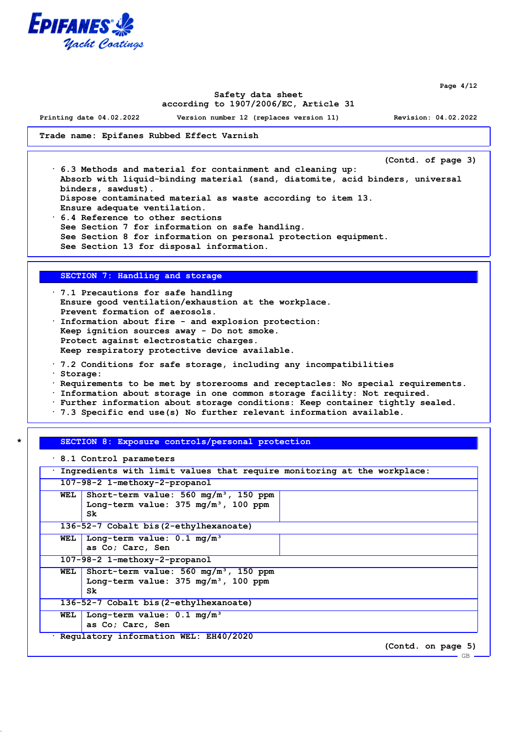**Trade name: Epifanes Rubbed Effect Varnish**

(Contd. of page 3)

- 6.3 Methods and material for containment and cleaning up:
  Absorb with liquid-binding material (sand, diatomite, acid binders, universal binders, sawdust).
  Dispose contaminated material as waste according to item 13.
  Ensure adequate ventilation.
- 6.4 Reference to other sections
  See Section 7 for information on safe handling.
  See Section 8 for information on personal protection equipment.
  See Section 13 for disposal information.

## SECTION 7: Handling and storage

- 7.1 Precautions for safe handling
  Ensure good ventilation/exhaustion at the workplace.
  Prevent formation of aerosols.
- Information about fire - and explosion protection:
  Keep ignition sources away - Do not smoke.
  Protect against electrostatic charges.
  Keep respiratory protective device available.
- 7.2 Conditions for safe storage, including any incompatibilities
- Storage:
- Requirements to be met by storerooms and receptacles: No special requirements.
- Information about storage in one common storage facility: Not required.
- Further information about storage conditions: Keep container tightly sealed.
- 7.3 Specific end use(s) No further relevant information available.

## SECTION 8: Exposure controls/personal protection

- 8.1 Control parameters

| Ingredients with limit values that require monitoring at the workplace: | |
|---|---|
| **107-98-2 1-methoxy-2-propanol** | |
| **WEL** | Short-term value: 560 mg/m³, 150 ppm<br>Long-term value: 375 mg/m³, 100 ppm<br>Sk |
| **136-52-7 Cobalt bis(2-ethylhexanoate)** | |
| **WEL** | Long-term value: 0.1 mg/m³<br>as Co; Carc, Sen |
| **107-98-2 1-methoxy-2-propanol** | |
| **WEL** | Short-term value: 560 mg/m³, 150 ppm<br>Long-term value: 375 mg/m³, 100 ppm<br>Sk |
| **136-52-7 Cobalt bis(2-ethylhexanoate)** | |
| **WEL** | Long-term value: 0.1 mg/m³<br>as Co; Carc, Sen |

- Regulatory information WEL: EH40/2020

(Contd. on page 5)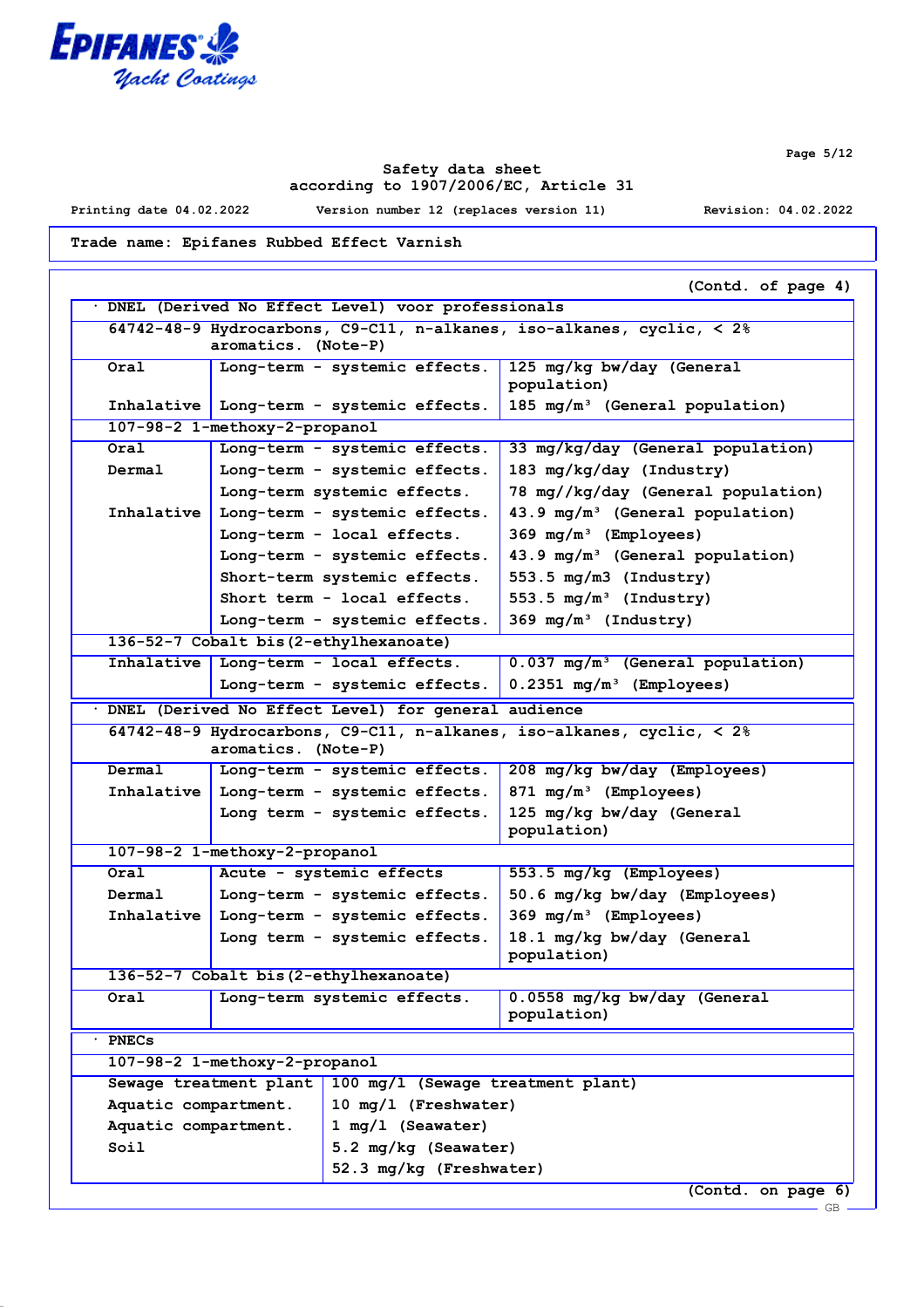Trade name: Epifanes Rubbed Effect Varnish

(Contd. of page 4)

· **DNEL (Derived No Effect Level) voor professionals**

| | | |
|---|---|---|
| **64742-48-9 Hydrocarbons, C9-C11, n-alkanes, iso-alkanes, cyclic, < 2% aromatics. (Note-P)** | | |
| Oral | Long-term - systemic effects. | 125 mg/kg bw/day (General population) |
| Inhalative | Long-term - systemic effects. | 185 mg/m³ (General population) |
| **107-98-2 1-methoxy-2-propanol** | | |
| Oral | Long-term - systemic effects. | 33 mg/kg/day (General population) |
| Dermal | Long-term - systemic effects. | 183 mg/kg/day (Industry) |
| | Long-term systemic effects. | 78 mg//kg/day (General population) |
| Inhalative | Long-term - systemic effects. | 43.9 mg/m³ (General population) |
| | Long-term - local effects. | 369 mg/m³ (Employees) |
| | Long-term - systemic effects. | 43.9 mg/m³ (General population) |
| | Short-term systemic effects. | 553.5 mg/m3 (Industry) |
| | Short term - local effects. | 553.5 mg/m³ (Industry) |
| | Long-term - systemic effects. | 369 mg/m³ (Industry) |
| **136-52-7 Cobalt bis(2-ethylhexanoate)** | | |
| Inhalative | Long-term - local effects. | 0.037 mg/m³ (General population) |
| | Long-term - systemic effects. | 0.2351 mg/m³ (Employees) |

· **DNEL (Derived No Effect Level) for general audience**

| | | |
|---|---|---|
| **64742-48-9 Hydrocarbons, C9-C11, n-alkanes, iso-alkanes, cyclic, < 2% aromatics. (Note-P)** | | |
| Dermal | Long-term - systemic effects. | 208 mg/kg bw/day (Employees) |
| Inhalative | Long-term - systemic effects. | 871 mg/m³ (Employees) |
| | Long term - systemic effects. | 125 mg/kg bw/day (General population) |
| **107-98-2 1-methoxy-2-propanol** | | |
| Oral | Acute - systemic effects | 553.5 mg/kg (Employees) |
| Dermal | Long-term - systemic effects. | 50.6 mg/kg bw/day (Employees) |
| Inhalative | Long-term - systemic effects. | 369 mg/m³ (Employees) |
| | Long term - systemic effects. | 18.1 mg/kg bw/day (General population) |
| **136-52-7 Cobalt bis(2-ethylhexanoate)** | | |
| Oral | Long-term systemic effects. | 0.0558 mg/kg bw/day (General population) |

· **PNECs**

| | |
|---|---|
| **107-98-2 1-methoxy-2-propanol** | |
| Sewage treatment plant | 100 mg/l (Sewage treatment plant) |
| Aquatic compartment. | 10 mg/l (Freshwater) |
| Aquatic compartment. | 1 mg/l (Seawater) |
| Soil | 5.2 mg/kg (Seawater) |
| | 52.3 mg/kg (Freshwater) |

(Contd. on page 6)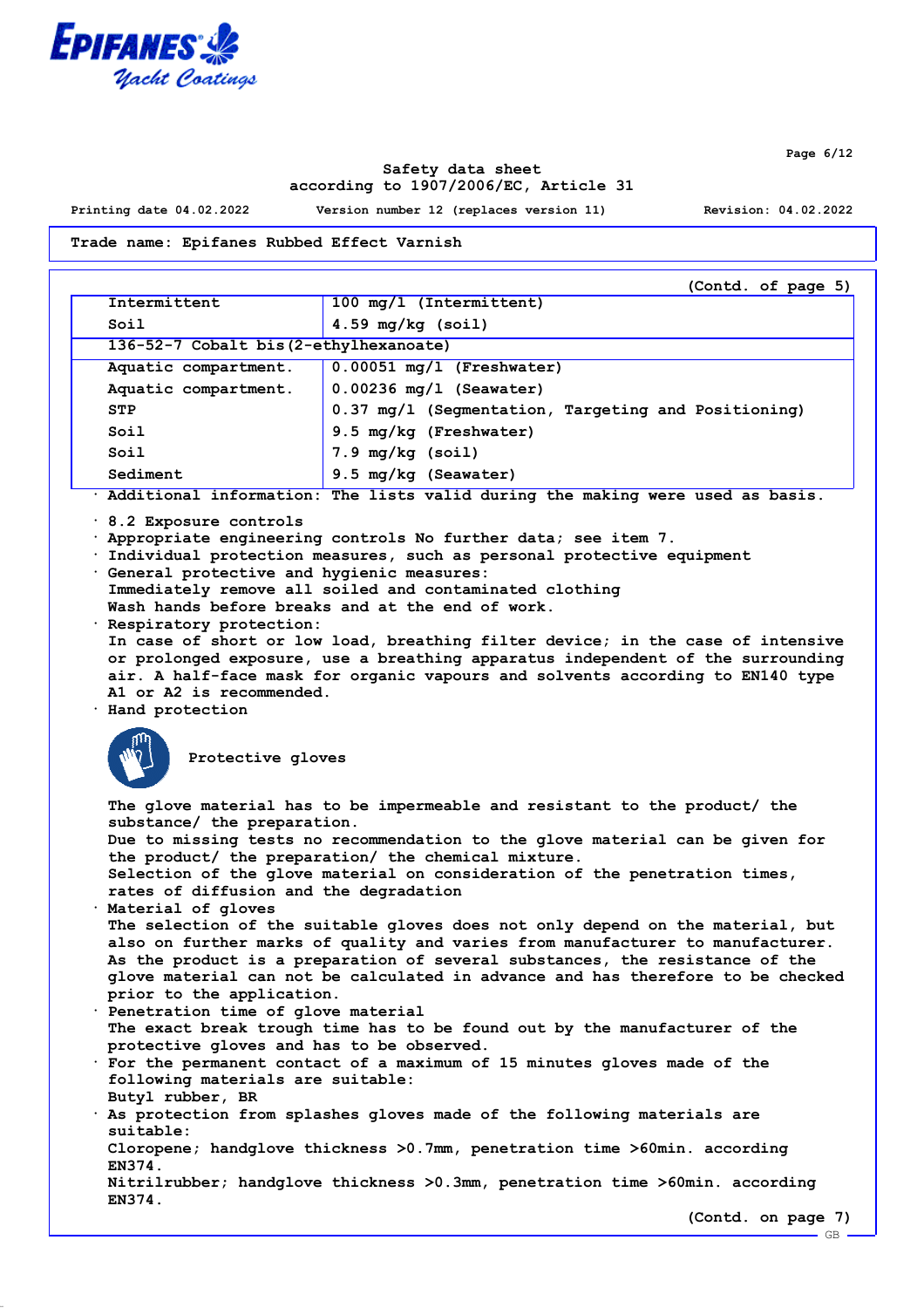Trade name: Epifanes Rubbed Effect Varnish

(Contd. of page 5)

| | |
|---|---|
| Intermittent | 100 mg/l (Intermittent) |
| Soil | 4.59 mg/kg (soil) |
| **136-52-7 Cobalt bis(2-ethylhexanoate)** | |
| Aquatic compartment. | 0.00051 mg/l (Freshwater) |
| Aquatic compartment. | 0.00236 mg/l (Seawater) |
| STP | 0.37 mg/l (Segmentation, Targeting and Positioning) |
| Soil | 9.5 mg/kg (Freshwater) |
| Soil | 7.9 mg/kg (soil) |
| Sediment | 9.5 mg/kg (Seawater) |

· Additional information: The lists valid during the making were used as basis.

· 8.2 Exposure controls
· Appropriate engineering controls No further data; see item 7.
· Individual protection measures, such as personal protective equipment
· General protective and hygienic measures:
Immediately remove all soiled and contaminated clothing
Wash hands before breaks and at the end of work.
· Respiratory protection:
In case of short or low load, breathing filter device; in the case of intensive or prolonged exposure, use a breathing apparatus independent of the surrounding air. A half-face mask for organic vapours and solvents according to EN140 type A1 or A2 is recommended.
· Hand protection

Protective gloves

The glove material has to be impermeable and resistant to the product/ the substance/ the preparation.
Due to missing tests no recommendation to the glove material can be given for the product/ the preparation/ the chemical mixture.
Selection of the glove material on consideration of the penetration times, rates of diffusion and the degradation
· Material of gloves
The selection of the suitable gloves does not only depend on the material, but also on further marks of quality and varies from manufacturer to manufacturer. As the product is a preparation of several substances, the resistance of the glove material can not be calculated in advance and has therefore to be checked prior to the application.
· Penetration time of glove material
The exact break trough time has to be found out by the manufacturer of the protective gloves and has to be observed.
· For the permanent contact of a maximum of 15 minutes gloves made of the following materials are suitable:
Butyl rubber, BR
· As protection from splashes gloves made of the following materials are suitable:
Cloropene; handglove thickness >0.7mm, penetration time >60min. according EN374.
Nitrilrubber; handglove thickness >0.3mm, penetration time >60min. according EN374.

(Contd. on page 7)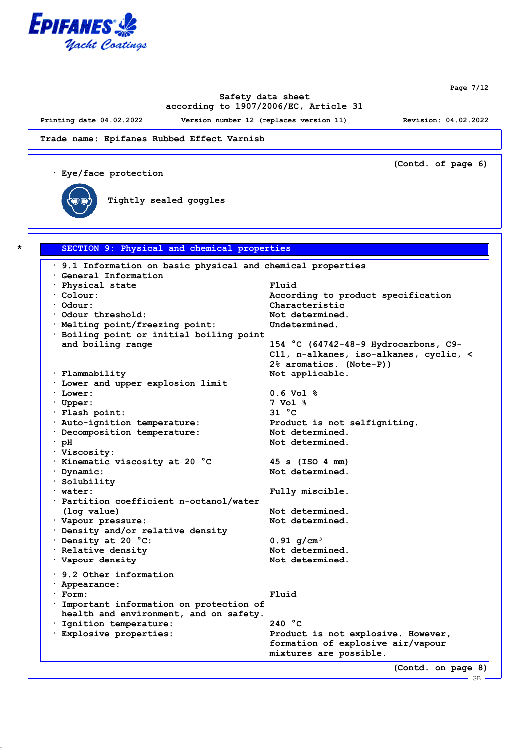Trade name: Epifanes Rubbed Effect Varnish

(Contd. of page 6)

· Eye/face protection

Tightly sealed goggles

## SECTION 9: Physical and chemical properties

· 9.1 Information on basic physical and chemical properties

· General Information

| | |
|---|---|
| · Physical state | Fluid |
| · Colour: | According to product specification |
| · Odour: | Characteristic |
| · Odour threshold: | Not determined. |
| · Melting point/freezing point: | Undetermined. |
| · Boiling point or initial boiling point and boiling range | 154 °C (64742-48-9 Hydrocarbons, C9-C11, n-alkanes, iso-alkanes, cyclic, < 2% aromatics. (Note-P)) |
| · Flammability | Not applicable. |
| · Lower and upper explosion limit | |
| · Lower: | 0.6 Vol % |
| · Upper: | 7 Vol % |
| · Flash point: | 31 °C |
| · Auto-ignition temperature: | Product is not selfigniting. |
| · Decomposition temperature: | Not determined. |
| · pH | Not determined. |
| · Viscosity: | |
| · Kinematic viscosity at 20 °C | 45 s (ISO 4 mm) |
| · Dynamic: | Not determined. |
| · Solubility | |
| · water: | Fully miscible. |
| · Partition coefficient n-octanol/water (log value) | Not determined. |
| · Vapour pressure: | Not determined. |
| · Density and/or relative density | |
| · Density at 20 °C: | 0.91 g/cm³ |
| · Relative density | Not determined. |
| · Vapour density | Not determined. |

· 9.2 Other information

| | |
|---|---|
| · Appearance: | |
| · Form: | Fluid |
| · Important information on protection of health and environment, and on safety. | |
| · Ignition temperature: | 240 °C |
| · Explosive properties: | Product is not explosive. However, formation of explosive air/vapour mixtures are possible. |

(Contd. on page 8)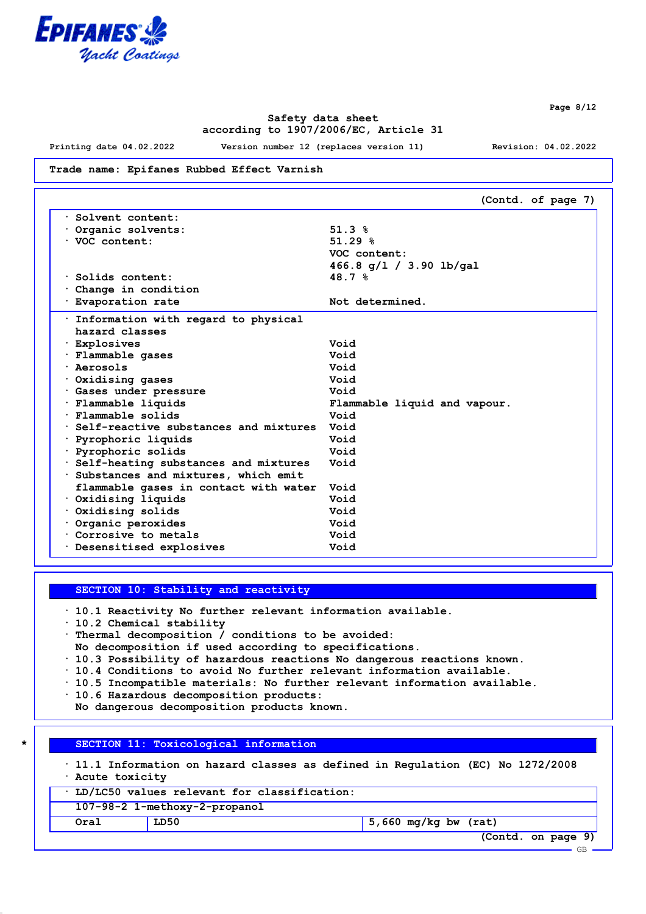Safety data sheet
according to 1907/2006/EC, Article 31

Printing date 04.02.2022 Version number 12 (replaces version 11) Revision: 04.02.2022

**Trade name: Epifanes Rubbed Effect Varnish**

(Contd. of page 7)

| | |
|---|---|
| · Solvent content: | |
| · Organic solvents: | 51.3 % |
| · VOC content: | 51.29 % |
| | VOC content: |
| | 466.8 g/l / 3.90 lb/gal |
| · Solids content: | 48.7 % |
| · Change in condition | |
| · Evaporation rate | Not determined. |

| | |
|---|---|
| · Information with regard to physical hazard classes | |
| · Explosives | Void |
| · Flammable gases | Void |
| · Aerosols | Void |
| · Oxidising gases | Void |
| · Gases under pressure | Void |
| · Flammable liquids | Flammable liquid and vapour. |
| · Flammable solids | Void |
| · Self-reactive substances and mixtures | Void |
| · Pyrophoric liquids | Void |
| · Pyrophoric solids | Void |
| · Self-heating substances and mixtures | Void |
| · Substances and mixtures, which emit flammable gases in contact with water | Void |
| · Oxidising liquids | Void |
| · Oxidising solids | Void |
| · Organic peroxides | Void |
| · Corrosive to metals | Void |
| · Desensitised explosives | Void |

## SECTION 10: Stability and reactivity

- 10.1 Reactivity No further relevant information available.
- 10.2 Chemical stability
- Thermal decomposition / conditions to be avoided:
  No decomposition if used according to specifications.
- 10.3 Possibility of hazardous reactions No dangerous reactions known.
- 10.4 Conditions to avoid No further relevant information available.
- 10.5 Incompatible materials: No further relevant information available.
- 10.6 Hazardous decomposition products:
  No dangerous decomposition products known.

## * SECTION 11: Toxicological information

- 11.1 Information on hazard classes as defined in Regulation (EC) No 1272/2008
- Acute toxicity

| · LD/LC50 values relevant for classification: | | |
|---|---|---|
| 107-98-2 1-methoxy-2-propanol | | |
| Oral | LD50 | 5,660 mg/kg bw (rat) |

(Contd. on page 9)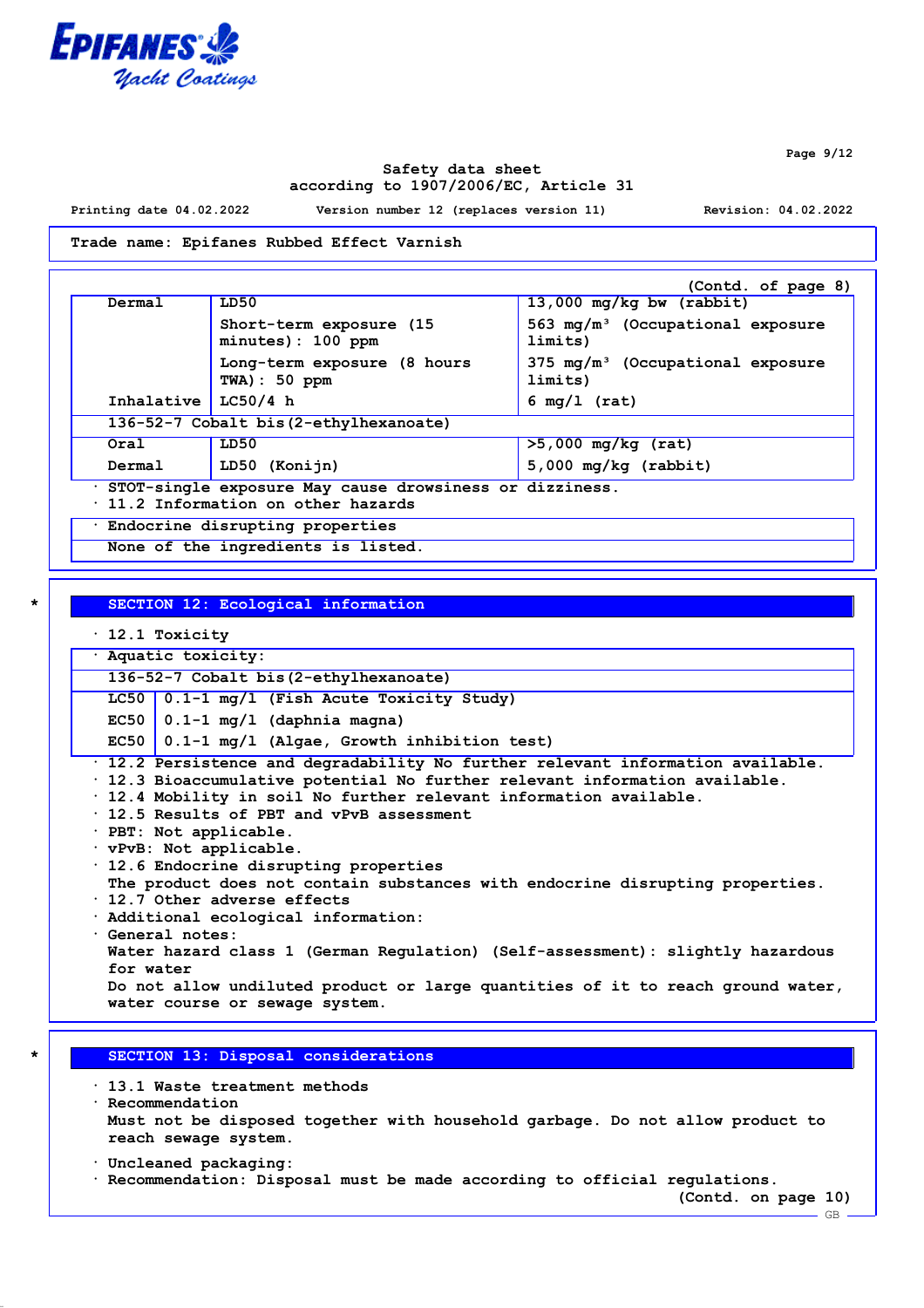(Contd. of page 8)

| | | |
|---|---|---|
| Dermal | LD50 | 13,000 mg/kg bw (rabbit) |
| | Short-term exposure (15 minutes): 100 ppm | 563 mg/m³ (Occupational exposure limits) |
| | Long-term exposure (8 hours TWA): 50 ppm | 375 mg/m³ (Occupational exposure limits) |
| Inhalative | LC50/4 h | 6 mg/l (rat) |
| **136-52-7 Cobalt bis(2-ethylhexanoate)** | | |
| Oral | LD50 | >5,000 mg/kg (rat) |
| Dermal | LD50 (Konijn) | 5,000 mg/kg (rabbit) |

· STOT-single exposure May cause drowsiness or dizziness.
· 11.2 Information on other hazards

· Endocrine disrupting properties
None of the ingredients is listed.

## SECTION 12: Ecological information

· 12.1 Toxicity

· Aquatic toxicity:

| 136-52-7 Cobalt bis(2-ethylhexanoate) | |
|---|---|
| LC50 | 0.1-1 mg/l (Fish Acute Toxicity Study) |
| EC50 | 0.1-1 mg/l (daphnia magna) |
| EC50 | 0.1-1 mg/l (Algae, Growth inhibition test) |

· 12.2 Persistence and degradability No further relevant information available.
· 12.3 Bioaccumulative potential No further relevant information available.
· 12.4 Mobility in soil No further relevant information available.
· 12.5 Results of PBT and vPvB assessment
· PBT: Not applicable.
· vPvB: Not applicable.
· 12.6 Endocrine disrupting properties
The product does not contain substances with endocrine disrupting properties.
· 12.7 Other adverse effects
· Additional ecological information:
· General notes:
Water hazard class 1 (German Regulation) (Self-assessment): slightly hazardous for water
Do not allow undiluted product or large quantities of it to reach ground water, water course or sewage system.

## SECTION 13: Disposal considerations

· 13.1 Waste treatment methods
· Recommendation
Must not be disposed together with household garbage. Do not allow product to reach sewage system.

· Uncleaned packaging:
· Recommendation: Disposal must be made according to official regulations.

(Contd. on page 10)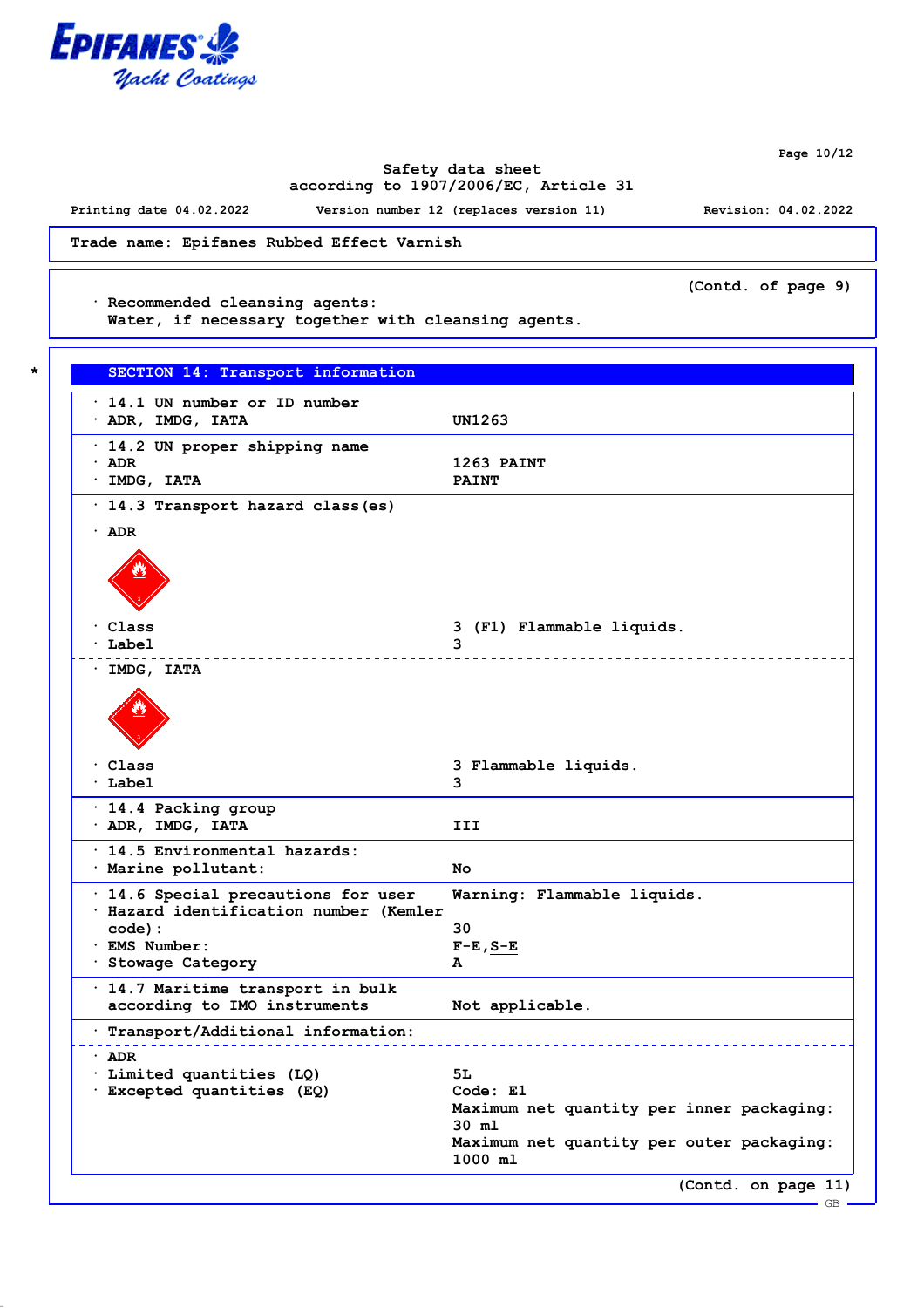Trade name: Epifanes Rubbed Effect Varnish

(Contd. of page 9)

· Recommended cleansing agents:
Water, if necessary together with cleansing agents.

## SECTION 14: Transport information

| | |
|---|---|
| · 14.1 UN number or ID number | |
| · ADR, IMDG, IATA | UN1263 |
| · 14.2 UN proper shipping name | |
| · ADR | 1263 PAINT |
| · IMDG, IATA | PAINT |
| · 14.3 Transport hazard class(es) | |
| · ADR | |
| · Class | 3 (F1) Flammable liquids. |
| · Label | 3 |
| · IMDG, IATA | |
| · Class | 3 Flammable liquids. |
| · Label | 3 |
| · 14.4 Packing group | |
| · ADR, IMDG, IATA | III |
| · 14.5 Environmental hazards: | |
| · Marine pollutant: | No |
| · 14.6 Special precautions for user | Warning: Flammable liquids. |
| · Hazard identification number (Kemler code): | 30 |
| · EMS Number: | F-E,S-E |
| · Stowage Category | A |
| · 14.7 Maritime transport in bulk according to IMO instruments | Not applicable. |
| · Transport/Additional information: | |
| · ADR | |
| · Limited quantities (LQ) | 5L |
| · Excepted quantities (EQ) | Code: E1<br>Maximum net quantity per inner packaging: 30 ml<br>Maximum net quantity per outer packaging: 1000 ml |

(Contd. on page 11)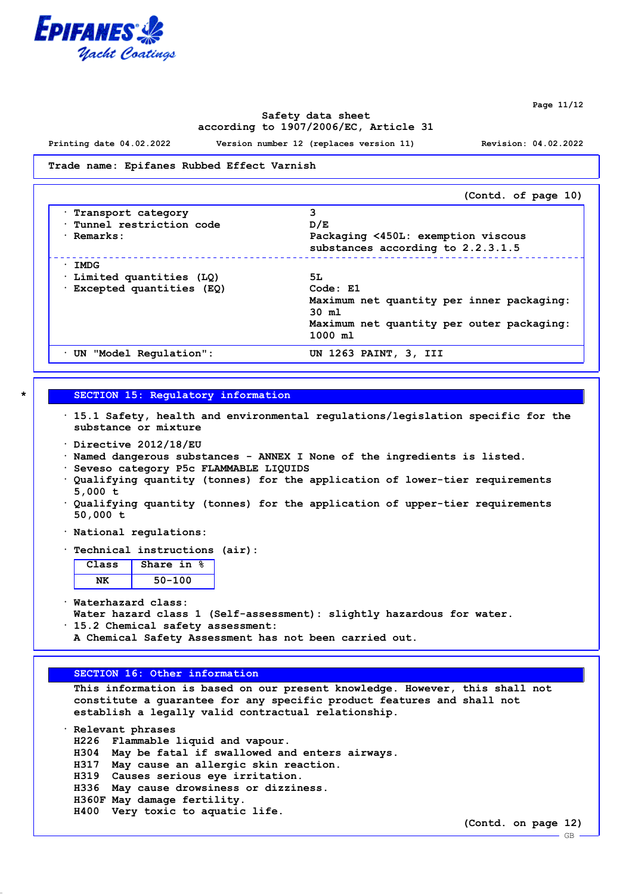Safety data sheet
according to 1907/2006/EC, Article 31

Printing date 04.02.2022 Version number 12 (replaces version 11) Revision: 04.02.2022

**Trade name: Epifanes Rubbed Effect Varnish**

(Contd. of page 10)

| | |
|---|---|
| · Transport category | 3 |
| · Tunnel restriction code | D/E |
| · Remarks: | Packaging <450L: exemption viscous substances according to 2.2.3.1.5 |
| · IMDG | |
| · Limited quantities (LQ) | 5L |
| · Excepted quantities (EQ) | Code: E1<br>Maximum net quantity per inner packaging: 30 ml<br>Maximum net quantity per outer packaging: 1000 ml |
| · UN "Model Regulation": | UN 1263 PAINT, 3, III |

*

## SECTION 15: Regulatory information

· 15.1 Safety, health and environmental regulations/legislation specific for the substance or mixture

· Directive 2012/18/EU
· Named dangerous substances - ANNEX I None of the ingredients is listed.
· Seveso category P5c FLAMMABLE LIQUIDS
· Qualifying quantity (tonnes) for the application of lower-tier requirements 5,000 t
· Qualifying quantity (tonnes) for the application of upper-tier requirements 50,000 t

· National regulations:

· Technical instructions (air):

| Class | Share in % |
|---|---|
| NK | 50-100 |

· Waterhazard class:
Water hazard class 1 (Self-assessment): slightly hazardous for water.
· 15.2 Chemical safety assessment:
A Chemical Safety Assessment has not been carried out.

## SECTION 16: Other information

This information is based on our present knowledge. However, this shall not constitute a guarantee for any specific product features and shall not establish a legally valid contractual relationship.

· Relevant phrases
H226 Flammable liquid and vapour.
H304 May be fatal if swallowed and enters airways.
H317 May cause an allergic skin reaction.
H319 Causes serious eye irritation.
H336 May cause drowsiness or dizziness.
H360F May damage fertility.
H400 Very toxic to aquatic life.

(Contd. on page 12)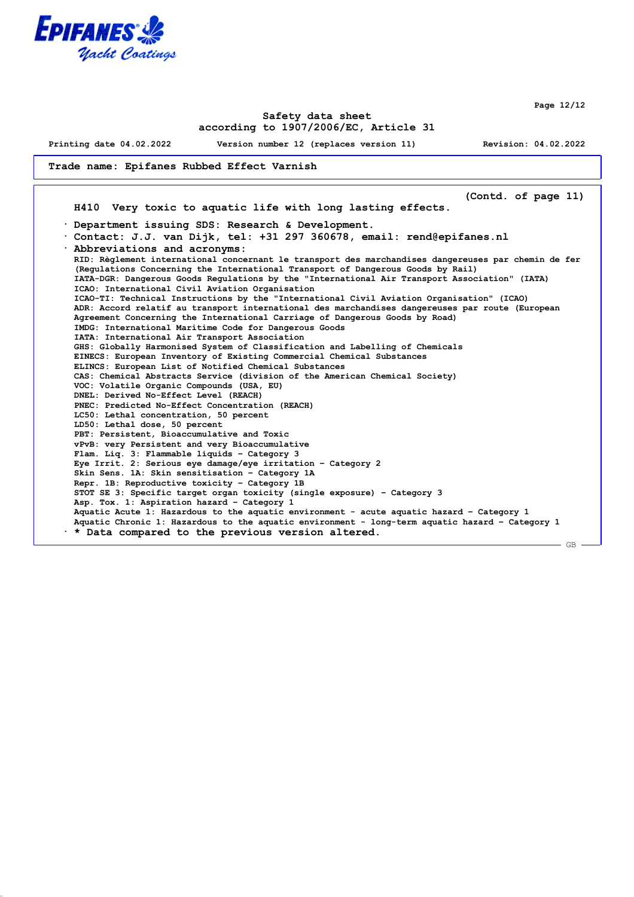**Trade name: Epifanes Rubbed Effect Varnish**

(Contd. of page 11)

**H410 Very toxic to aquatic life with long lasting effects.**

· **Department issuing SDS:** Research & Development.

· **Contact:** J.J. van Dijk, tel: +31 297 360678, email: rend@epifanes.nl

· **Abbreviations and acronyms:**

RID: Règlement international concernant le transport des marchandises dangereuses par chemin de fer (Regulations Concerning the International Transport of Dangerous Goods by Rail)
IATA-DGR: Dangerous Goods Regulations by the "International Air Transport Association" (IATA)
ICAO: International Civil Aviation Organisation
ICAO-TI: Technical Instructions by the "International Civil Aviation Organisation" (ICAO)
ADR: Accord relatif au transport international des marchandises dangereuses par route (European Agreement Concerning the International Carriage of Dangerous Goods by Road)
IMDG: International Maritime Code for Dangerous Goods
IATA: International Air Transport Association
GHS: Globally Harmonised System of Classification and Labelling of Chemicals
EINECS: European Inventory of Existing Commercial Chemical Substances
ELINCS: European List of Notified Chemical Substances
CAS: Chemical Abstracts Service (division of the American Chemical Society)
VOC: Volatile Organic Compounds (USA, EU)
DNEL: Derived No-Effect Level (REACH)
PNEC: Predicted No-Effect Concentration (REACH)
LC50: Lethal concentration, 50 percent
LD50: Lethal dose, 50 percent
PBT: Persistent, Bioaccumulative and Toxic
vPvB: very Persistent and very Bioaccumulative
Flam. Liq. 3: Flammable liquids – Category 3
Eye Irrit. 2: Serious eye damage/eye irritation – Category 2
Skin Sens. 1A: Skin sensitisation – Category 1A
Repr. 1B: Reproductive toxicity – Category 1B
STOT SE 3: Specific target organ toxicity (single exposure) – Category 3
Asp. Tox. 1: Aspiration hazard – Category 1
Aquatic Acute 1: Hazardous to the aquatic environment - acute aquatic hazard – Category 1
Aquatic Chronic 1: Hazardous to the aquatic environment - long-term aquatic hazard – Category 1

· **\* Data compared to the previous version altered.**